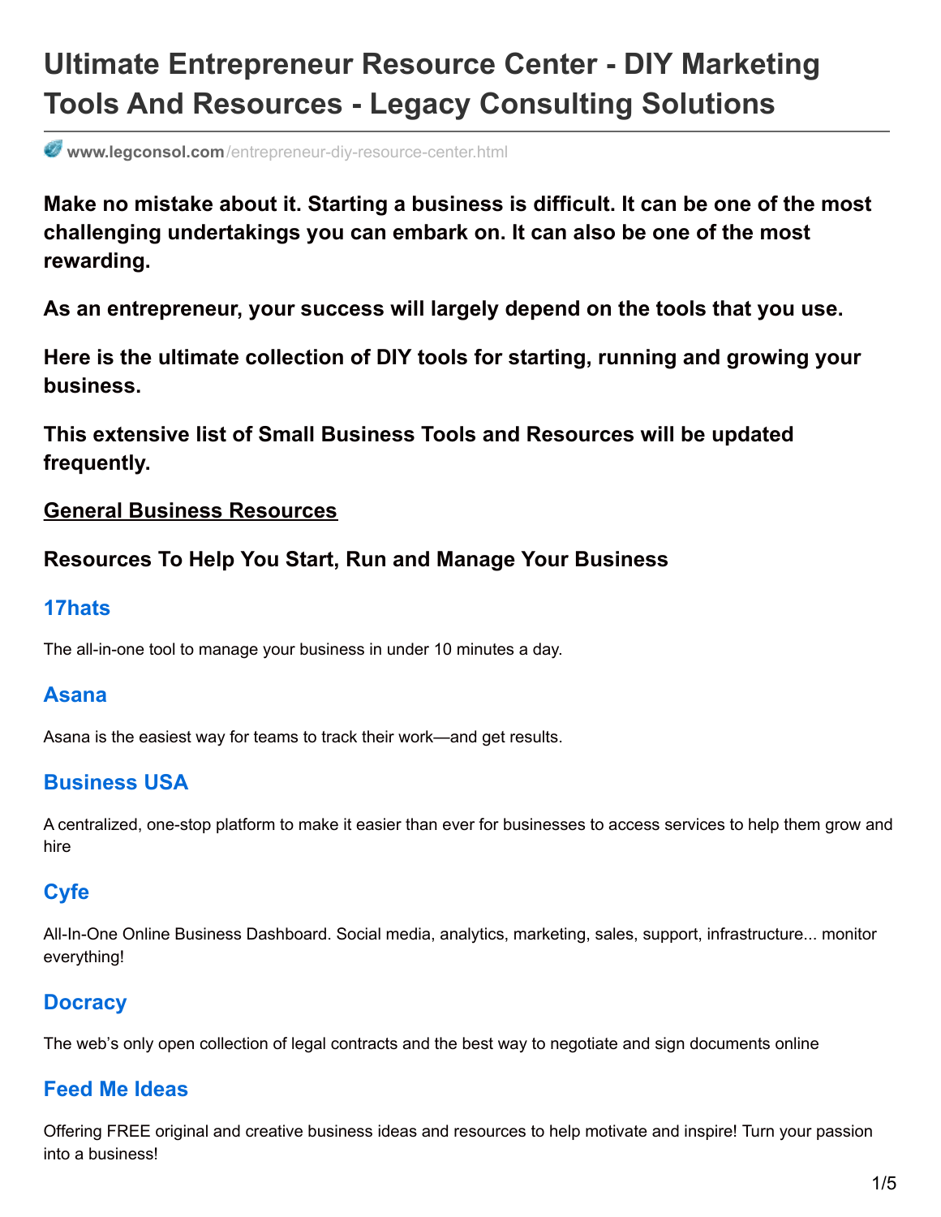# Ultimate Entrepreneur Resource Center - DIY Marketing Tools And Resources - Legacy Consulting Solutions

www.legconsol.com/entrepreneur-diy-resource-center.html

**Make no mistake about it. Starting a business is difficult. It can be one of the most challenging undertakings you can embark on. It can also be one of the most rewarding.**

**As an entrepreneur, your success will largely depend on the tools that you use.**

**Here is the ultimate collection of DIY tools for starting, running and growing your business.**

**This extensive list of Small Business Tools and Resources will be updated frequently.**

## General Business Resources

### Resources To Help You Start, Run and Manage Your Business

### 17hats

The all-in-one tool to manage your business in under 10 minutes a day.

### Asana

Asana is the easiest way for teams to track their work—and get results.

### Business USA

A centralized, one-stop platform to make it easier than ever for businesses to access services to help them grow and hire

### Cyfe

All-In-One Online Business Dashboard. Social media, analytics, marketing, sales, support, infrastructure... monitor everything!

### Docracy

The web's only open collection of legal contracts and the best way to negotiate and sign documents online

### Feed Me Ideas

Offering FREE original and creative business ideas and resources to help motivate and inspire! Turn your passion into a business!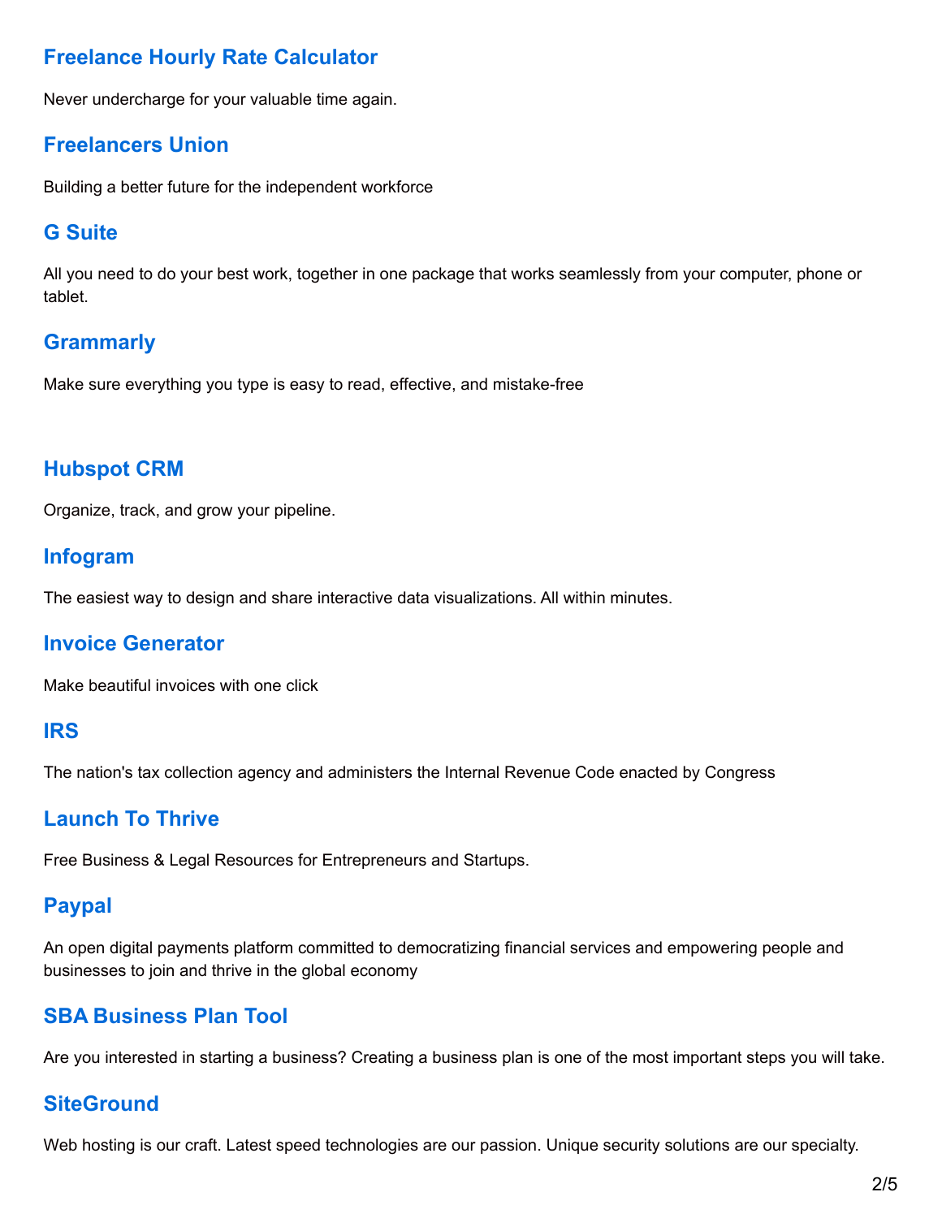## Freelance Hourly Rate Calculator

Never undercharge for your valuable time again.

## Freelancers Union

Building a better future for the independent workforce

## G Suite

All you need to do your best work, together in one package that works seamlessly from your computer, phone or tablet.

## Grammarly

Make sure everything you type is easy to read, effective, and mistake-free

## Hubspot CRM

Organize, track, and grow your pipeline.

## Infogram

The easiest way to design and share interactive data visualizations. All within minutes.

## Invoice Generator

Make beautiful invoices with one click

## IRS

The nation's tax collection agency and administers the Internal Revenue Code enacted by Congress

## Launch To Thrive

Free Business & Legal Resources for Entrepreneurs and Startups.

## Paypal

An open digital payments platform committed to democratizing financial services and empowering people and businesses to join and thrive in the global economy

## SBA Business Plan Tool

Are you interested in starting a business? Creating a business plan is one of the most important steps you will take.

## SiteGround

Web hosting is our craft. Latest speed technologies are our passion. Unique security solutions are our specialty.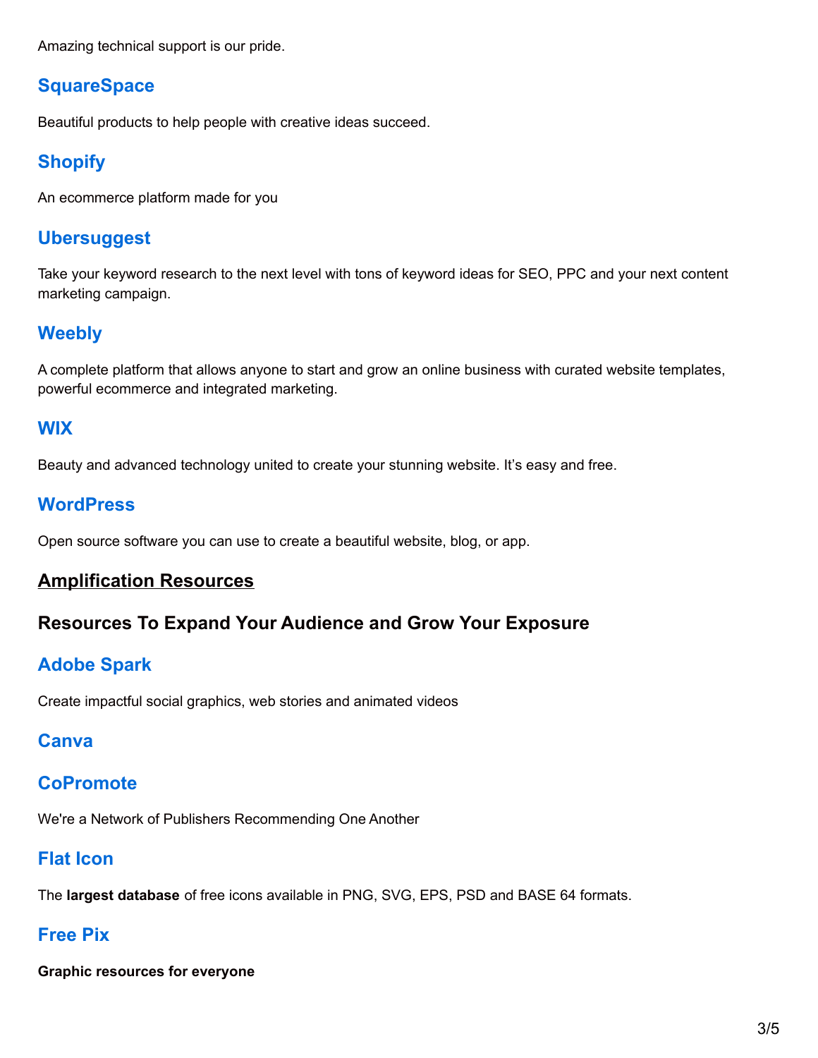Amazing technical support is our pride.

### SquareSpace

Beautiful products to help people with creative ideas succeed.

### Shopify

An ecommerce platform made for you

### Ubersuggest

Take your keyword research to the next level with tons of keyword ideas for SEO, PPC and your next content marketing campaign.

### Weebly

A complete platform that allows anyone to start and grow an online business with curated website templates, powerful ecommerce and integrated marketing.

### WIX

Beauty and advanced technology united to create your stunning website. It’s easy and free.

### WordPress

Open source software you can use to create a beautiful website, blog, or app.

## Amplification Resources

## Resources To Expand Your Audience and Grow Your Exposure

### Adobe Spark

Create impactful social graphics, web stories and animated videos

### Canva

### CoPromote

We're a Network of Publishers Recommending One Another

### Flat Icon

The **largest database** of free icons available in PNG, SVG, EPS, PSD and BASE 64 formats.

### Free Pix

**Graphic resources for everyone**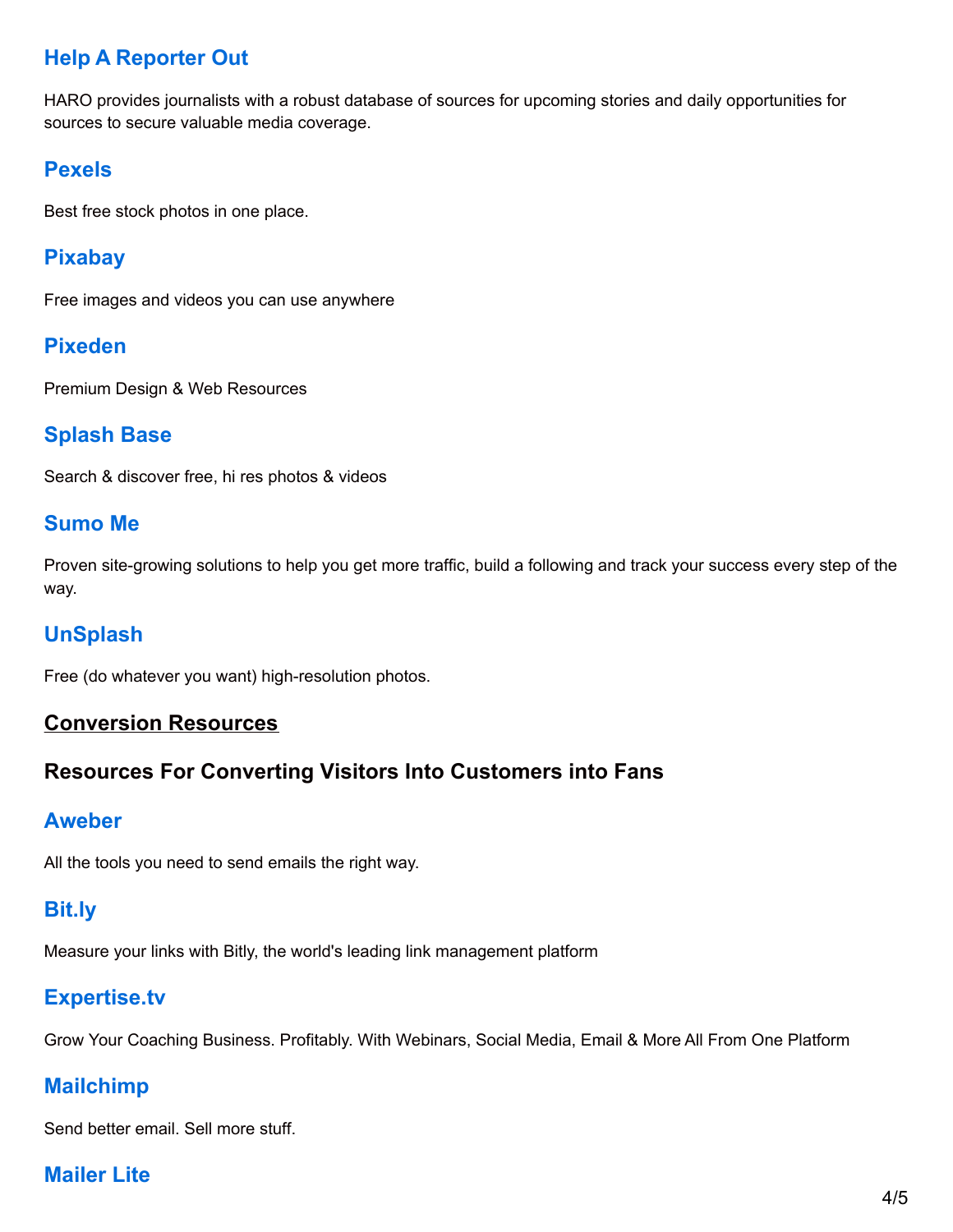### Help A Reporter Out

HARO provides journalists with a robust database of sources for upcoming stories and daily opportunities for sources to secure valuable media coverage.

### Pexels

Best free stock photos in one place.

### Pixabay

Free images and videos you can use anywhere

### Pixeden

Premium Design & Web Resources

### Splash Base

Search & discover free, hi res photos & videos

### Sumo Me

Proven site-growing solutions to help you get more traffic, build a following and track your success every step of the way.

### UnSplash

Free (do whatever you want) high-resolution photos.

## Conversion Resources

## Resources For Converting Visitors Into Customers into Fans

### Aweber

All the tools you need to send emails the right way.

### Bit.ly

Measure your links with Bitly, the world's leading link management platform

### Expertise.tv

Grow Your Coaching Business. Profitably. With Webinars, Social Media, Email & More All From One Platform

### Mailchimp

Send better email. Sell more stuff.

### Mailer Lite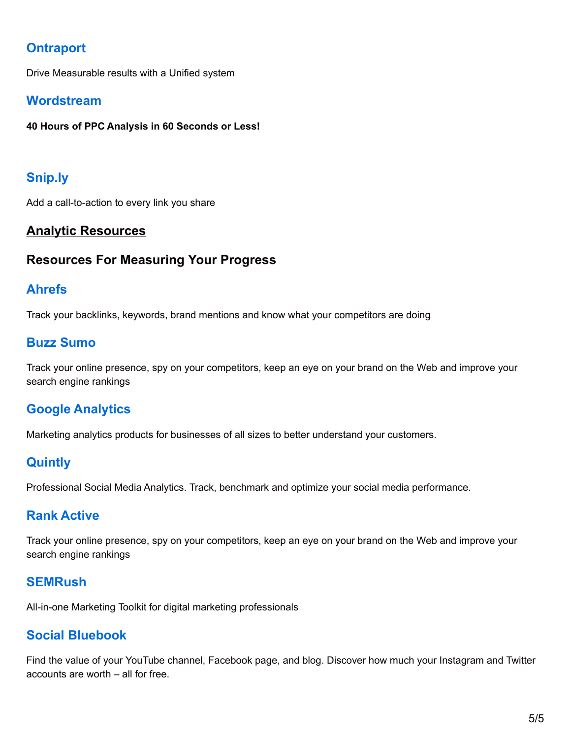### Ontraport

Drive Measurable results with a Unified system

### Wordstream

**40 Hours of PPC Analysis in 60 Seconds or Less!**

### Snip.ly

Add a call-to-action to every link you share

## Analytic Resources

## Resources For Measuring Your Progress

### Ahrefs

Track your backlinks, keywords, brand mentions and know what your competitors are doing

### Buzz Sumo

Track your online presence, spy on your competitors, keep an eye on your brand on the Web and improve your search engine rankings

### Google Analytics

Marketing analytics products for businesses of all sizes to better understand your customers.

### Quintly

Professional Social Media Analytics. Track, benchmark and optimize your social media performance.

### Rank Active

Track your online presence, spy on your competitors, keep an eye on your brand on the Web and improve your search engine rankings

### SEMRush

All-in-one Marketing Toolkit for digital marketing professionals

### Social Bluebook

Find the value of your YouTube channel, Facebook page, and blog. Discover how much your Instagram and Twitter accounts are worth – all for free.